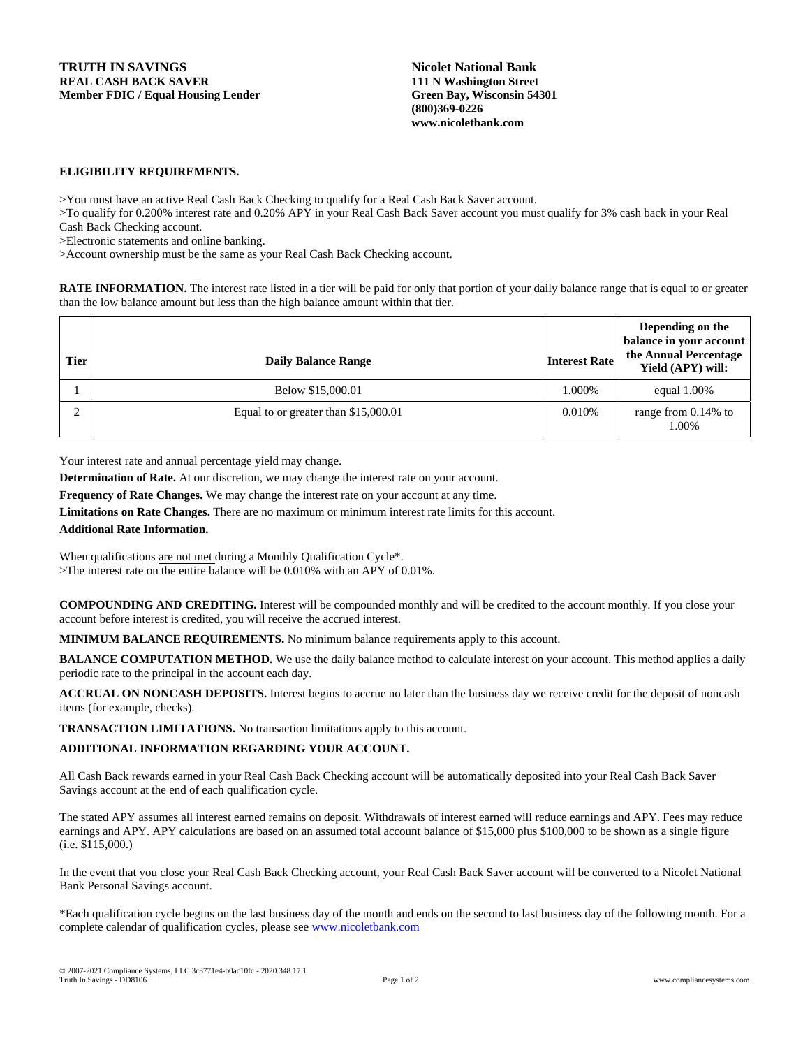**TRUTH IN SAVINGS**
**REAL CASH BACK SAVER**
**Member FDIC / Equal Housing Lender**

**Nicolet National Bank**
**111 N Washington Street**
**Green Bay, Wisconsin 54301**
**(800)369-0226**
**www.nicoletbank.com**

**ELIGIBILITY REQUIREMENTS.**

>You must have an active Real Cash Back Checking to qualify for a Real Cash Back Saver account.
>To qualify for 0.200% interest rate and 0.20% APY in your Real Cash Back Saver account you must qualify for 3% cash back in your Real Cash Back Checking account.
>Electronic statements and online banking.
>Account ownership must be the same as your Real Cash Back Checking account.

**RATE INFORMATION.** The interest rate listed in a tier will be paid for only that portion of your daily balance range that is equal to or greater than the low balance amount but less than the high balance amount within that tier.

| Tier | Daily Balance Range | Interest Rate | Depending on the balance in your account the Annual Percentage Yield (APY) will: |
|---|---|---|---|
| 1 | Below $15,000.01 | 1.000% | equal 1.00% |
| 2 | Equal to or greater than $15,000.01 | 0.010% | range from 0.14% to 1.00% |

Your interest rate and annual percentage yield may change.

**Determination of Rate.** At our discretion, we may change the interest rate on your account.

**Frequency of Rate Changes.** We may change the interest rate on your account at any time.

**Limitations on Rate Changes.** There are no maximum or minimum interest rate limits for this account.

**Additional Rate Information.**

When qualifications are not met during a Monthly Qualification Cycle*.
>The interest rate on the entire balance will be 0.010% with an APY of 0.01%.

**COMPOUNDING AND CREDITING.** Interest will be compounded monthly and will be credited to the account monthly. If you close your account before interest is credited, you will receive the accrued interest.

**MINIMUM BALANCE REQUIREMENTS.** No minimum balance requirements apply to this account.

**BALANCE COMPUTATION METHOD.** We use the daily balance method to calculate interest on your account. This method applies a daily periodic rate to the principal in the account each day.

**ACCRUAL ON NONCASH DEPOSITS.** Interest begins to accrue no later than the business day we receive credit for the deposit of noncash items (for example, checks).

**TRANSACTION LIMITATIONS.** No transaction limitations apply to this account.

**ADDITIONAL INFORMATION REGARDING YOUR ACCOUNT.**

All Cash Back rewards earned in your Real Cash Back Checking account will be automatically deposited into your Real Cash Back Saver Savings account at the end of each qualification cycle.

The stated APY assumes all interest earned remains on deposit. Withdrawals of interest earned will reduce earnings and APY. Fees may reduce earnings and APY. APY calculations are based on an assumed total account balance of $15,000 plus $100,000 to be shown as a single figure (i.e. $115,000.)

In the event that you close your Real Cash Back Checking account, your Real Cash Back Saver account will be converted to a Nicolet National Bank Personal Savings account.

*Each qualification cycle begins on the last business day of the month and ends on the second to last business day of the following month. For a complete calendar of qualification cycles, please see www.nicoletbank.com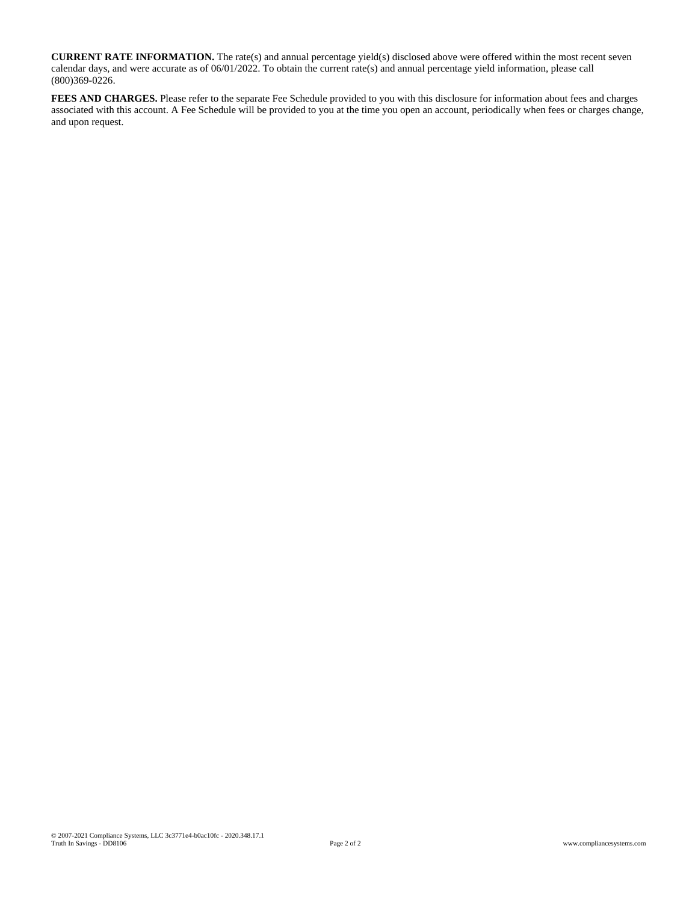**CURRENT RATE INFORMATION.** The rate(s) and annual percentage yield(s) disclosed above were offered within the most recent seven calendar days, and were accurate as of 06/01/2022. To obtain the current rate(s) and annual percentage yield information, please call (800)369-0226.

**FEES AND CHARGES.** Please refer to the separate Fee Schedule provided to you with this disclosure for information about fees and charges associated with this account. A Fee Schedule will be provided to you at the time you open an account, periodically when fees or charges change, and upon request.